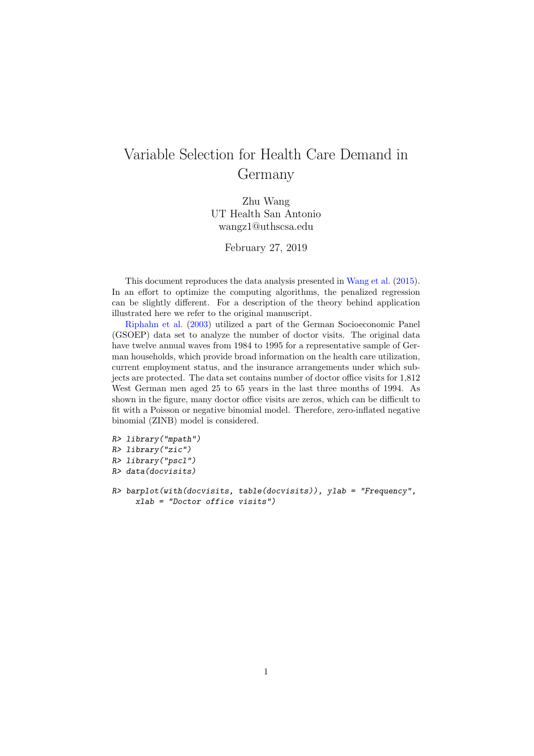# Variable Selection for Health Care Demand in Germany

Zhu Wang
UT Health San Antonio
wangz1@uthscsa.edu

February 27, 2019

This document reproduces the data analysis presented in Wang et al. (2015). In an effort to optimize the computing algorithms, the penalized regression can be slightly different. For a description of the theory behind application illustrated here we refer to the original manuscript.

Riphahn et al. (2003) utilized a part of the German Socioeconomic Panel (GSOEP) data set to analyze the number of doctor visits. The original data have twelve annual waves from 1984 to 1995 for a representative sample of German households, which provide broad information on the health care utilization, current employment status, and the insurance arrangements under which subjects are protected. The data set contains number of doctor office visits for 1,812 West German men aged 25 to 65 years in the last three months of 1994. As shown in the figure, many doctor office visits are zeros, which can be difficult to fit with a Poisson or negative binomial model. Therefore, zero-inflated negative binomial (ZINB) model is considered.

```
R> library("mpath")
R> library("zic")
R> library("pscl")
R> data(docvisits)
```

```
R> barplot(with(docvisits, table(docvisits)), ylab = "Frequency",
     xlab = "Doctor office visits")
```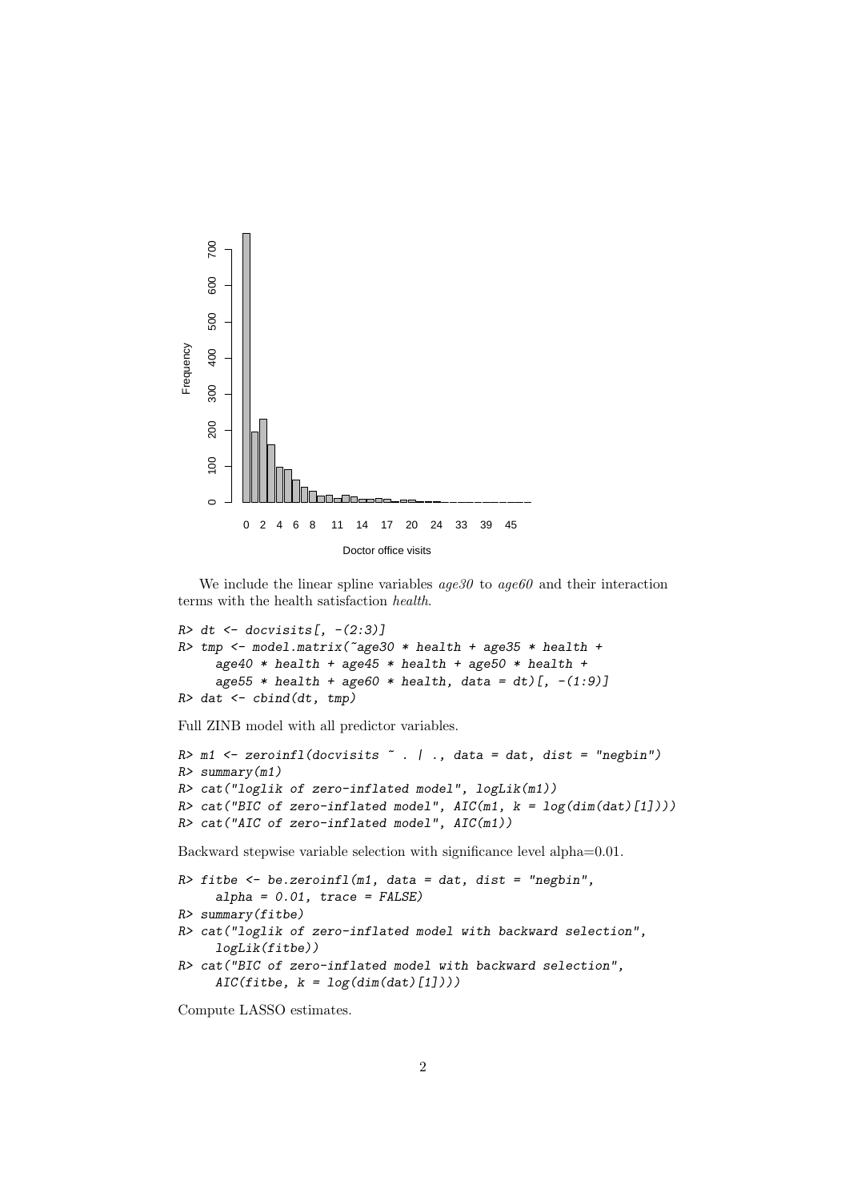We include the linear spline variables *age30* to *age60* and their interaction terms with the health satisfaction *health*.

```
R> dt <- docvisits[, -(2:3)]
R> tmp <- model.matrix(~age30 * health + age35 * health +
     age40 * health + age45 * health + age50 * health +
     age55 * health + age60 * health, data = dt)[, -(1:9)]
R> dat <- cbind(dt, tmp)
```

Full ZINB model with all predictor variables.

```
R> m1 <- zeroinfl(docvisits ~ . | ., data = dat, dist = "negbin")
R> summary(m1)
R> cat("loglik of zero-inflated model", logLik(m1))
R> cat("BIC of zero-inflated model", AIC(m1, k = log(dim(dat)[1])))
R> cat("AIC of zero-inflated model", AIC(m1))
```

Backward stepwise variable selection with significance level alpha=0.01.

```
R> fitbe <- be.zeroinfl(m1, data = dat, dist = "negbin",
     alpha = 0.01, trace = FALSE)
R> summary(fitbe)
R> cat("loglik of zero-inflated model with backward selection",
     logLik(fitbe))
R> cat("BIC of zero-inflated model with backward selection",
     AIC(fitbe, k = log(dim(dat)[1])))
```

Compute LASSO estimates.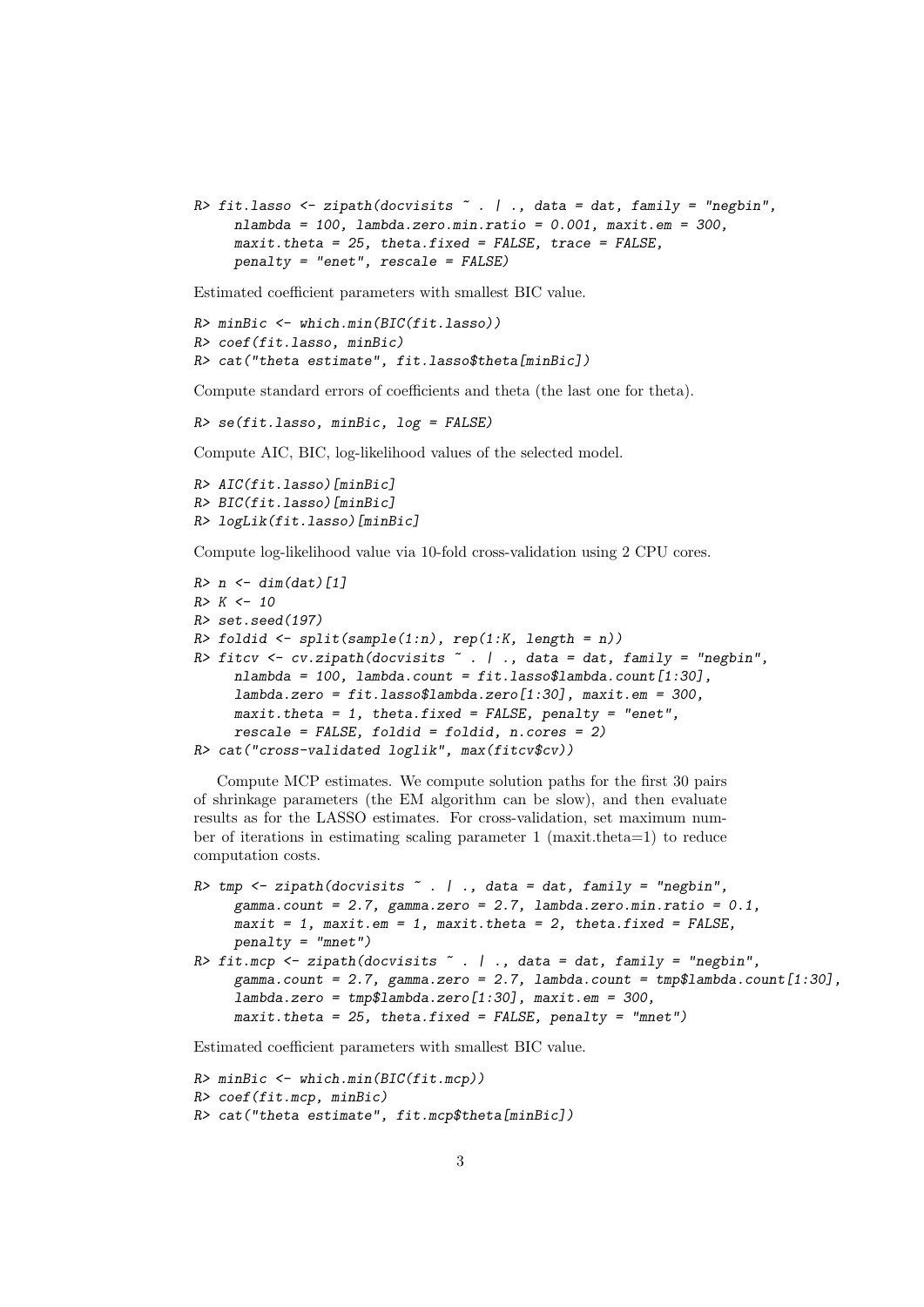```
R> fit.lasso <- zipath(docvisits ~ . | ., data = dat, family = "negbin",
     nlambda = 100, lambda.zero.min.ratio = 0.001, maxit.em = 300,
     maxit.theta = 25, theta.fixed = FALSE, trace = FALSE,
     penalty = "enet", rescale = FALSE)
```

Estimated coefficient parameters with smallest BIC value.

```
R> minBic <- which.min(BIC(fit.lasso))
R> coef(fit.lasso, minBic)
R> cat("theta estimate", fit.lasso$theta[minBic])
```

Compute standard errors of coefficients and theta (the last one for theta).

```
R> se(fit.lasso, minBic, log = FALSE)
```

Compute AIC, BIC, log-likelihood values of the selected model.

```
R> AIC(fit.lasso)[minBic]
R> BIC(fit.lasso)[minBic]
R> logLik(fit.lasso)[minBic]
```

Compute log-likelihood value via 10-fold cross-validation using 2 CPU cores.

```
R> n <- dim(dat)[1]
R> K <- 10
R> set.seed(197)
R> foldid <- split(sample(1:n), rep(1:K, length = n))
R> fitcv <- cv.zipath(docvisits ~ . | ., data = dat, family = "negbin",
     nlambda = 100, lambda.count = fit.lasso$lambda.count[1:30],
     lambda.zero = fit.lasso$lambda.zero[1:30], maxit.em = 300,
     maxit.theta = 1, theta.fixed = FALSE, penalty = "enet",
     rescale = FALSE, foldid = foldid, n.cores = 2)
R> cat("cross-validated loglik", max(fitcv$cv))
```

Compute MCP estimates. We compute solution paths for the first 30 pairs of shrinkage parameters (the EM algorithm can be slow), and then evaluate results as for the LASSO estimates. For cross-validation, set maximum number of iterations in estimating scaling parameter 1 (maxit.theta=1) to reduce computation costs.

```
R> tmp <- zipath(docvisits ~ . | ., data = dat, family = "negbin",
     gamma.count = 2.7, gamma.zero = 2.7, lambda.zero.min.ratio = 0.1,
     maxit = 1, maxit.em = 1, maxit.theta = 2, theta.fixed = FALSE,
     penalty = "mnet")
R> fit.mcp <- zipath(docvisits ~ . | ., data = dat, family = "negbin",
     gamma.count = 2.7, gamma.zero = 2.7, lambda.count = tmp$lambda.count[1:30],
     lambda.zero = tmp$lambda.zero[1:30], maxit.em = 300,
     maxit.theta = 25, theta.fixed = FALSE, penalty = "mnet")
```

Estimated coefficient parameters with smallest BIC value.

```
R> minBic <- which.min(BIC(fit.mcp))
R> coef(fit.mcp, minBic)
R> cat("theta estimate", fit.mcp$theta[minBic])
```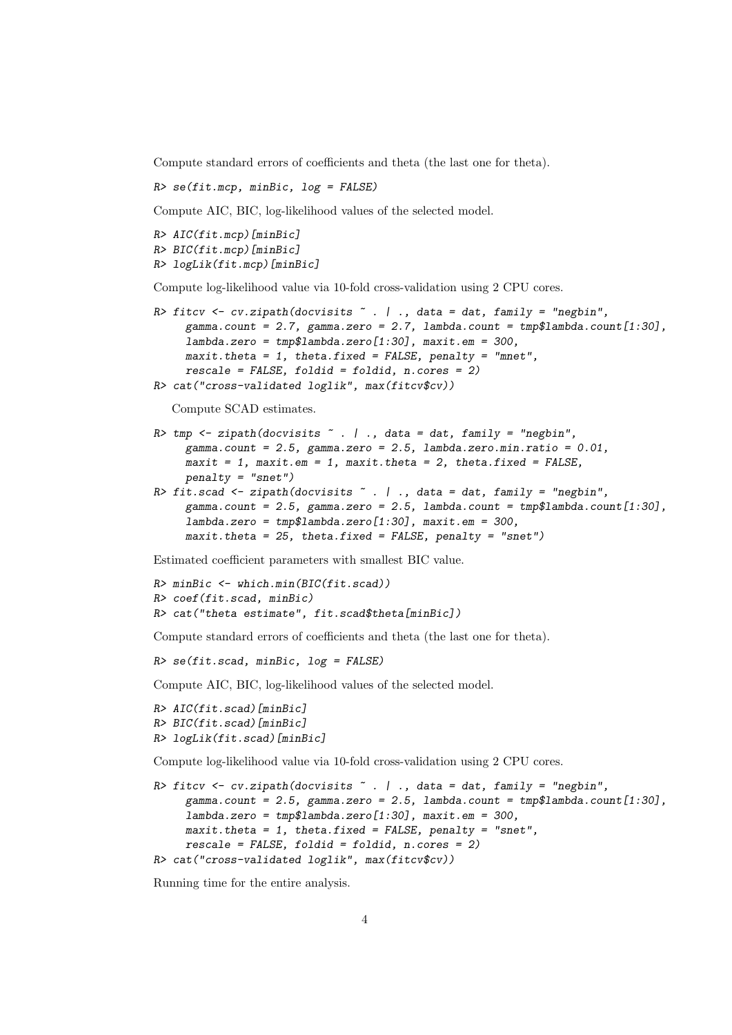Compute standard errors of coefficients and theta (the last one for theta).

```
R> se(fit.mcp, minBic, log = FALSE)
```

Compute AIC, BIC, log-likelihood values of the selected model.

```
R> AIC(fit.mcp)[minBic]
R> BIC(fit.mcp)[minBic]
R> logLik(fit.mcp)[minBic]
```

Compute log-likelihood value via 10-fold cross-validation using 2 CPU cores.

```
R> fitcv <- cv.zipath(docvisits ~ . | ., data = dat, family = "negbin",
     gamma.count = 2.7, gamma.zero = 2.7, lambda.count = tmp$lambda.count[1:30],
     lambda.zero = tmp$lambda.zero[1:30], maxit.em = 300,
     maxit.theta = 1, theta.fixed = FALSE, penalty = "mnet",
     rescale = FALSE, foldid = foldid, n.cores = 2)
R> cat("cross-validated loglik", max(fitcv$cv))
```

Compute SCAD estimates.

```
R> tmp <- zipath(docvisits ~ . | ., data = dat, family = "negbin",
     gamma.count = 2.5, gamma.zero = 2.5, lambda.zero.min.ratio = 0.01,
     maxit = 1, maxit.em = 1, maxit.theta = 2, theta.fixed = FALSE,
     penalty = "snet")
R> fit.scad <- zipath(docvisits ~ . | ., data = dat, family = "negbin",
     gamma.count = 2.5, gamma.zero = 2.5, lambda.count = tmp$lambda.count[1:30],
     lambda.zero = tmp$lambda.zero[1:30], maxit.em = 300,
     maxit.theta = 25, theta.fixed = FALSE, penalty = "snet")
```

Estimated coefficient parameters with smallest BIC value.

```
R> minBic <- which.min(BIC(fit.scad))
R> coef(fit.scad, minBic)
R> cat("theta estimate", fit.scad$theta[minBic])
```

Compute standard errors of coefficients and theta (the last one for theta).

```
R> se(fit.scad, minBic, log = FALSE)
```

Compute AIC, BIC, log-likelihood values of the selected model.

```
R> AIC(fit.scad)[minBic]
R> BIC(fit.scad)[minBic]
R> logLik(fit.scad)[minBic]
```

Compute log-likelihood value via 10-fold cross-validation using 2 CPU cores.

```
R> fitcv <- cv.zipath(docvisits ~ . | ., data = dat, family = "negbin",
     gamma.count = 2.5, gamma.zero = 2.5, lambda.count = tmp$lambda.count[1:30],
     lambda.zero = tmp$lambda.zero[1:30], maxit.em = 300,
     maxit.theta = 1, theta.fixed = FALSE, penalty = "snet",
     rescale = FALSE, foldid = foldid, n.cores = 2)
R> cat("cross-validated loglik", max(fitcv$cv))
```

Running time for the entire analysis.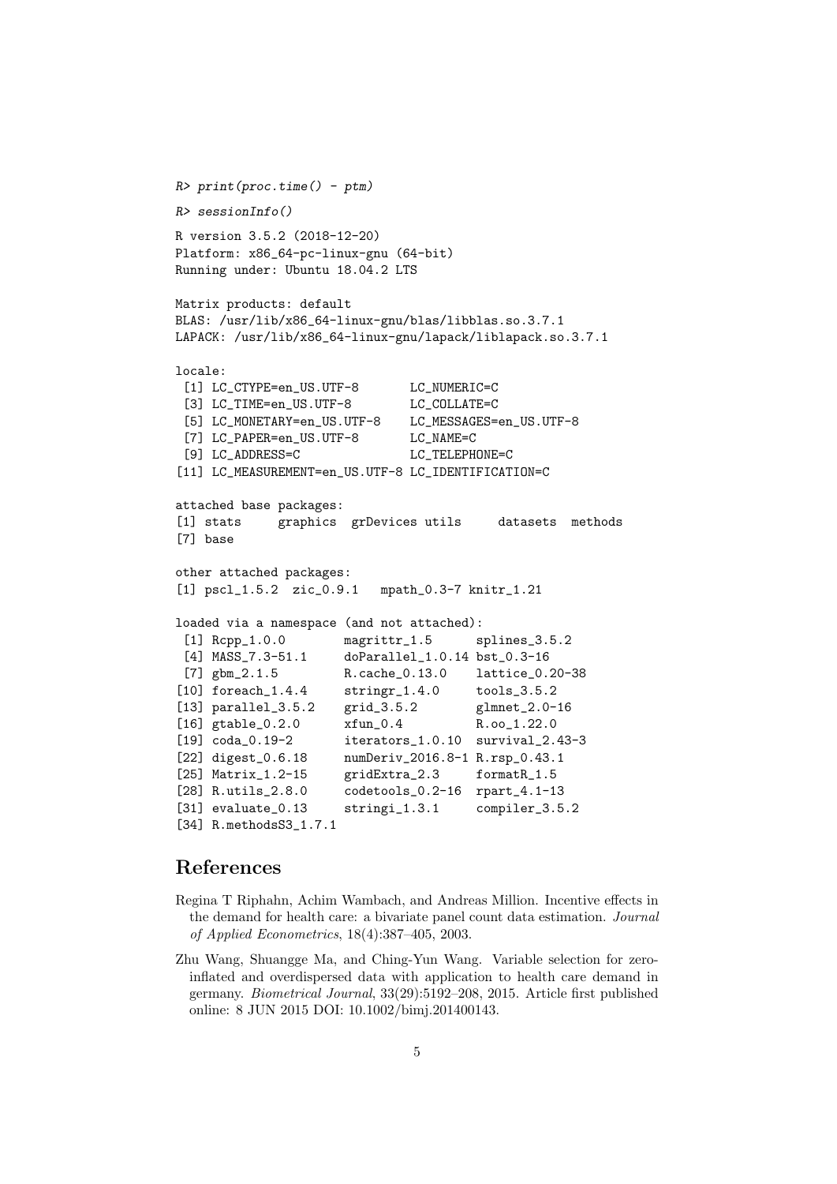```
R> print(proc.time() - ptm)
R> sessionInfo()

R version 3.5.2 (2018-12-20)
Platform: x86_64-pc-linux-gnu (64-bit)
Running under: Ubuntu 18.04.2 LTS

Matrix products: default
BLAS: /usr/lib/x86_64-linux-gnu/blas/libblas.so.3.7.1
LAPACK: /usr/lib/x86_64-linux-gnu/lapack/liblapack.so.3.7.1

locale:
 [1] LC_CTYPE=en_US.UTF-8       LC_NUMERIC=C
 [3] LC_TIME=en_US.UTF-8        LC_COLLATE=C
 [5] LC_MONETARY=en_US.UTF-8    LC_MESSAGES=en_US.UTF-8
 [7] LC_PAPER=en_US.UTF-8       LC_NAME=C
 [9] LC_ADDRESS=C               LC_TELEPHONE=C
[11] LC_MEASUREMENT=en_US.UTF-8 LC_IDENTIFICATION=C

attached base packages:
[1] stats     graphics  grDevices utils     datasets  methods
[7] base

other attached packages:
[1] pscl_1.5.2  zic_0.9.1   mpath_0.3-7 knitr_1.21

loaded via a namespace (and not attached):
 [1] Rcpp_1.0.0        magrittr_1.5      splines_3.5.2
 [4] MASS_7.3-51.1     doParallel_1.0.14 bst_0.3-16
 [7] gbm_2.1.5         R.cache_0.13.0    lattice_0.20-38
[10] foreach_1.4.4     stringr_1.4.0     tools_3.5.2
[13] parallel_3.5.2    grid_3.5.2        glmnet_2.0-16
[16] gtable_0.2.0      xfun_0.4          R.oo_1.22.0
[19] coda_0.19-2       iterators_1.0.10  survival_2.43-3
[22] digest_0.6.18     numDeriv_2016.8-1 R.rsp_0.43.1
[25] Matrix_1.2-15     gridExtra_2.3     formatR_1.5
[28] R.utils_2.8.0     codetools_0.2-16  rpart_4.1-13
[31] evaluate_0.13     stringi_1.3.1     compiler_3.5.2
[34] R.methodsS3_1.7.1
```

# References

Regina T Riphahn, Achim Wambach, and Andreas Million. Incentive effects in the demand for health care: a bivariate panel count data estimation. *Journal of Applied Econometrics*, 18(4):387–405, 2003.

Zhu Wang, Shuangge Ma, and Ching-Yun Wang. Variable selection for zero-inflated and overdispersed data with application to health care demand in germany. *Biometrical Journal*, 33(29):5192–208, 2015. Article first published online: 8 JUN 2015 DOI: 10.1002/bimj.201400143.